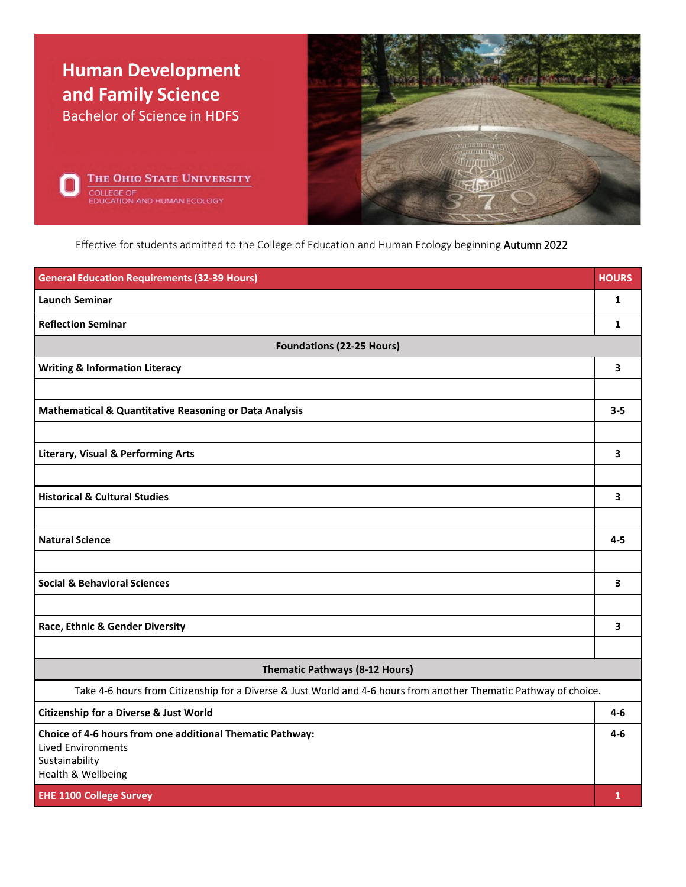# Human Development and Family Science

Bachelor of Science in HDFS

The Ohio State University
College of Education and Human Ecology

Effective for students admitted to the College of Education and Human Ecology beginning Autumn 2022

| General Education Requirements (32-39 Hours) | HOURS |
|---|---|
| **Launch Seminar** | **1** |
| **Reflection Seminar** | **1** |
| **Foundations (22-25 Hours)** | |
| **Writing & Information Literacy** | **3** |
| | |
| **Mathematical & Quantitative Reasoning or Data Analysis** | **3-5** |
| | |
| **Literary, Visual & Performing Arts** | **3** |
| | |
| **Historical & Cultural Studies** | **3** |
| | |
| **Natural Science** | **4-5** |
| | |
| **Social & Behavioral Sciences** | **3** |
| | |
| **Race, Ethnic & Gender Diversity** | **3** |
| | |
| **Thematic Pathways (8-12 Hours)** | |
| Take 4-6 hours from Citizenship for a Diverse & Just World and 4-6 hours from another Thematic Pathway of choice. | |
| **Citizenship for a Diverse & Just World** | **4-6** |
| **Choice of 4-6 hours from one additional Thematic Pathway:** Lived Environments; Sustainability; Health & Wellbeing | **4-6** |
| **EHE 1100 College Survey** | **1** |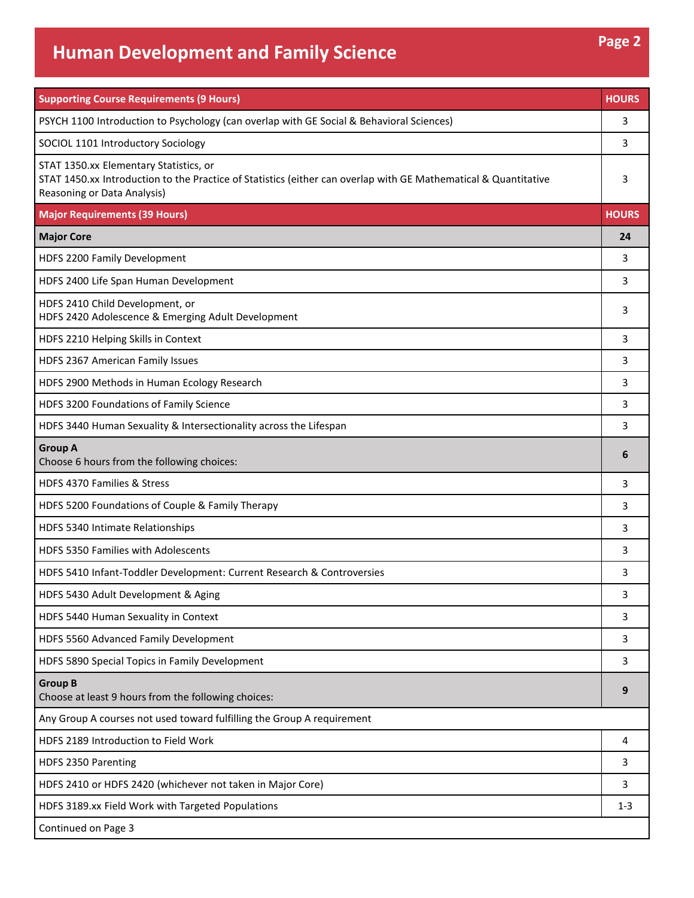# Human Development and Family Science

| Supporting Course Requirements (9 Hours) | HOURS |
|---|---|
| PSYCH 1100 Introduction to Psychology (can overlap with GE Social & Behavioral Sciences) | 3 |
| SOCIOL 1101 Introductory Sociology | 3 |
| STAT 1350.xx Elementary Statistics, or<br>STAT 1450.xx Introduction to the Practice of Statistics (either can overlap with GE Mathematical & Quantitative Reasoning or Data Analysis) | 3 |

| Major Requirements (39 Hours) | HOURS |
|---|---|
| **Major Core** | **24** |
| HDFS 2200 Family Development | 3 |
| HDFS 2400 Life Span Human Development | 3 |
| HDFS 2410 Child Development, or<br>HDFS 2420 Adolescence & Emerging Adult Development | 3 |
| HDFS 2210 Helping Skills in Context | 3 |
| HDFS 2367 American Family Issues | 3 |
| HDFS 2900 Methods in Human Ecology Research | 3 |
| HDFS 3200 Foundations of Family Science | 3 |
| HDFS 3440 Human Sexuality & Intersectionality across the Lifespan | 3 |
| **Group A**<br>Choose 6 hours from the following choices: | **6** |
| HDFS 4370 Families & Stress | 3 |
| HDFS 5200 Foundations of Couple & Family Therapy | 3 |
| HDFS 5340 Intimate Relationships | 3 |
| HDFS 5350 Families with Adolescents | 3 |
| HDFS 5410 Infant-Toddler Development: Current Research & Controversies | 3 |
| HDFS 5430 Adult Development & Aging | 3 |
| HDFS 5440 Human Sexuality in Context | 3 |
| HDFS 5560 Advanced Family Development | 3 |
| HDFS 5890 Special Topics in Family Development | 3 |
| **Group B**<br>Choose at least 9 hours from the following choices: | **9** |
| Any Group A courses not used toward fulfilling the Group A requirement | |
| HDFS 2189 Introduction to Field Work | 4 |
| HDFS 2350 Parenting | 3 |
| HDFS 2410 or HDFS 2420 (whichever not taken in Major Core) | 3 |
| HDFS 3189.xx Field Work with Targeted Populations | 1-3 |
| Continued on Page 3 | |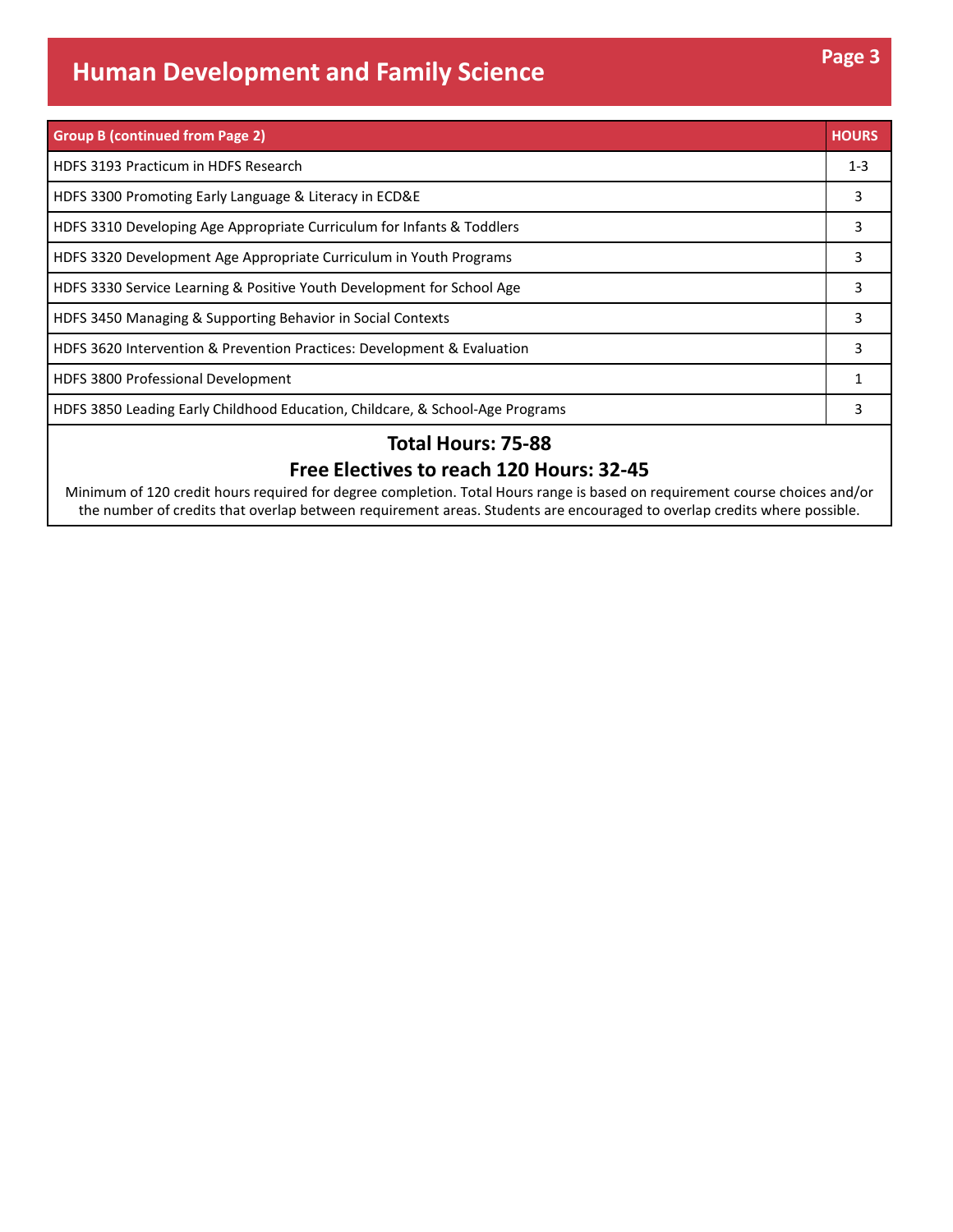# Human Development and Family Science

| Group B (continued from Page 2) | HOURS |
| --- | --- |
| HDFS 3193 Practicum in HDFS Research | 1-3 |
| HDFS 3300 Promoting Early Language & Literacy in ECD&E | 3 |
| HDFS 3310 Developing Age Appropriate Curriculum for Infants & Toddlers | 3 |
| HDFS 3320 Development Age Appropriate Curriculum in Youth Programs | 3 |
| HDFS 3330 Service Learning & Positive Youth Development for School Age | 3 |
| HDFS 3450 Managing & Supporting Behavior in Social Contexts | 3 |
| HDFS 3620 Intervention & Prevention Practices: Development & Evaluation | 3 |
| HDFS 3800 Professional Development | 1 |
| HDFS 3850 Leading Early Childhood Education, Childcare, & School-Age Programs | 3 |

**Total Hours: 75-88**

**Free Electives to reach 120 Hours: 32-45**

Minimum of 120 credit hours required for degree completion. Total Hours range is based on requirement course choices and/or the number of credits that overlap between requirement areas. Students are encouraged to overlap credits where possible.